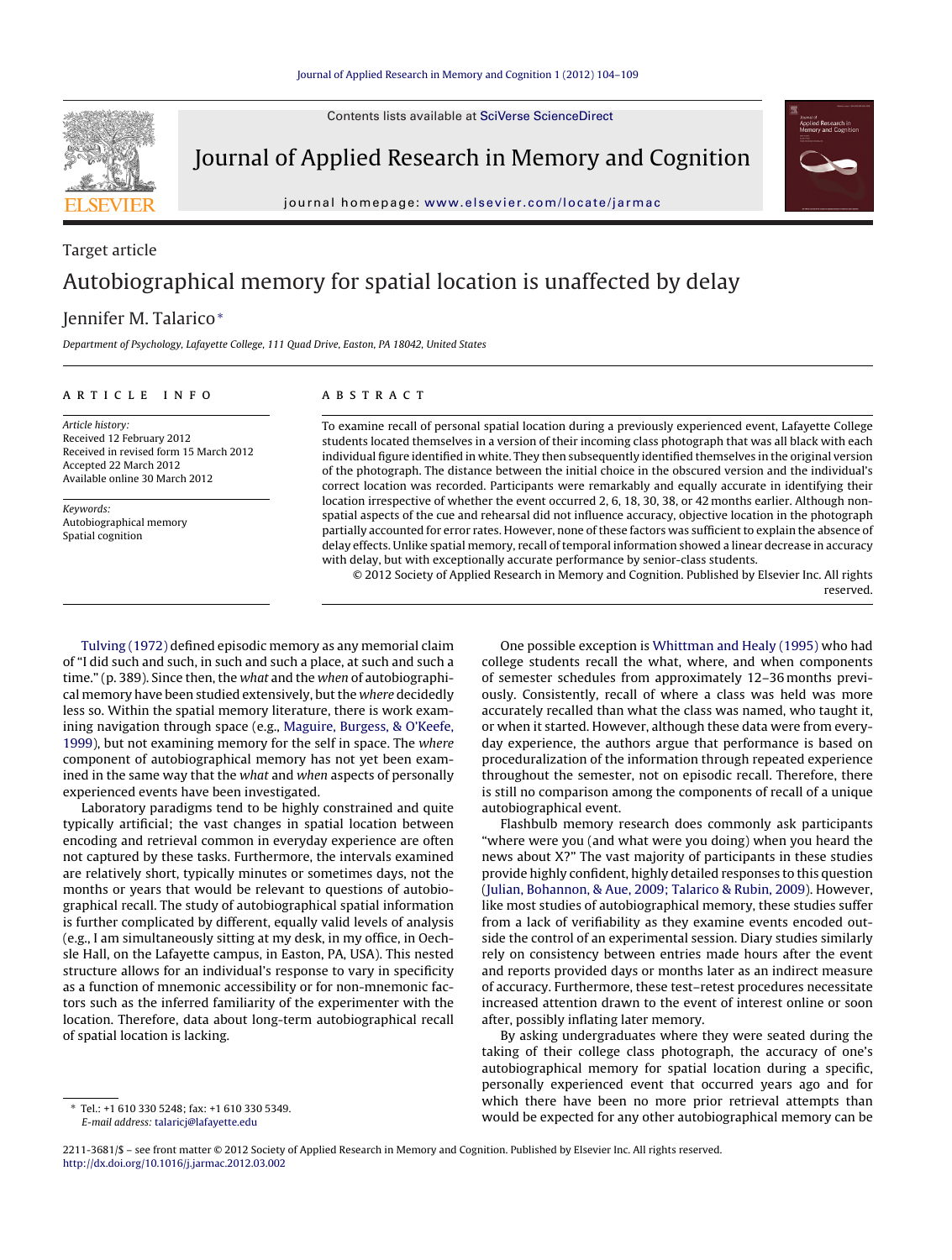Target article

# Autobiographical memory for spatial location is unaffected by delay

Jennifer M. Talarico*

*Department of Psychology, Lafayette College, 111 Quad Drive, Easton, PA 18042, United States*

## ARTICLE INFO

*Article history:*
Received 12 February 2012
Received in revised form 15 March 2012
Accepted 22 March 2012
Available online 30 March 2012

*Keywords:*
Autobiographical memory
Spatial cognition

## ABSTRACT

To examine recall of personal spatial location during a previously experienced event, Lafayette College students located themselves in a version of their incoming class photograph that was all black with each individual figure identified in white. They then subsequently identified themselves in the original version of the photograph. The distance between the initial choice in the obscured version and the individual's correct location was recorded. Participants were remarkably and equally accurate in identifying their location irrespective of whether the event occurred 2, 6, 18, 30, 38, or 42 months earlier. Although non-spatial aspects of the cue and rehearsal did not influence accuracy, objective location in the photograph partially accounted for error rates. However, none of these factors was sufficient to explain the absence of delay effects. Unlike spatial memory, recall of temporal information showed a linear decrease in accuracy with delay, but with exceptionally accurate performance by senior-class students.

© 2012 Society of Applied Research in Memory and Cognition. Published by Elsevier Inc. All rights reserved.

Tulving (1972) defined episodic memory as any memorial claim of "I did such and such, in such and such a place, at such and such a time." (p. 389). Since then, the *what* and the *when* of autobiographical memory have been studied extensively, but the *where* decidedly less so. Within the spatial memory literature, there is work examining navigation through space (e.g., Maguire, Burgess, & O'Keefe, 1999), but not examining memory for the self in space. The *where* component of autobiographical memory has not yet been examined in the same way that the *what* and *when* aspects of personally experienced events have been investigated.

Laboratory paradigms tend to be highly constrained and quite typically artificial; the vast changes in spatial location between encoding and retrieval common in everyday experience are often not captured by these tasks. Furthermore, the intervals examined are relatively short, typically minutes or sometimes days, not the months or years that would be relevant to questions of autobiographical recall. The study of autobiographical spatial information is further complicated by different, equally valid levels of analysis (e.g., I am simultaneously sitting at my desk, in my office, in Oechsle Hall, on the Lafayette campus, in Easton, PA, USA). This nested structure allows for an individual's response to vary in specificity as a function of mnemonic accessibility or for non-mnemonic factors such as the inferred familiarity of the experimenter with the location. Therefore, data about long-term autobiographical recall of spatial location is lacking.

One possible exception is Whittman and Healy (1995) who had college students recall the what, where, and when components of semester schedules from approximately 12–36 months previously. Consistently, recall of where a class was held was more accurately recalled than what the class was named, who taught it, or when it started. However, although these data were from everyday experience, the authors argue that performance is based on proceduralization of the information through repeated experience throughout the semester, not on episodic recall. Therefore, there is still no comparison among the components of recall of a unique autobiographical event.

Flashbulb memory research does commonly ask participants "where were you (and what were you doing) when you heard the news about X?" The vast majority of participants in these studies provide highly confident, highly detailed responses to this question (Julian, Bohannon, & Aue, 2009; Talarico & Rubin, 2009). However, like most studies of autobiographical memory, these studies suffer from a lack of verifiability as they examine events encoded outside the control of an experimental session. Diary studies similarly rely on consistency between entries made hours after the event and reports provided days or months later as an indirect measure of accuracy. Furthermore, these test–retest procedures necessitate increased attention drawn to the event of interest online or soon after, possibly inflating later memory.

By asking undergraduates where they were seated during the taking of their college class photograph, the accuracy of one's autobiographical memory for spatial location during a specific, personally experienced event that occurred years ago and for which there have been no more prior retrieval attempts than would be expected for any other autobiographical memory can be

\* Tel.: +1 610 330 5248; fax: +1 610 330 5349.
*E-mail address:* talaricj@lafayette.edu

2211-3681/$ – see front matter © 2012 Society of Applied Research in Memory and Cognition. Published by Elsevier Inc. All rights reserved.
http://dx.doi.org/10.1016/j.jarmac.2012.03.002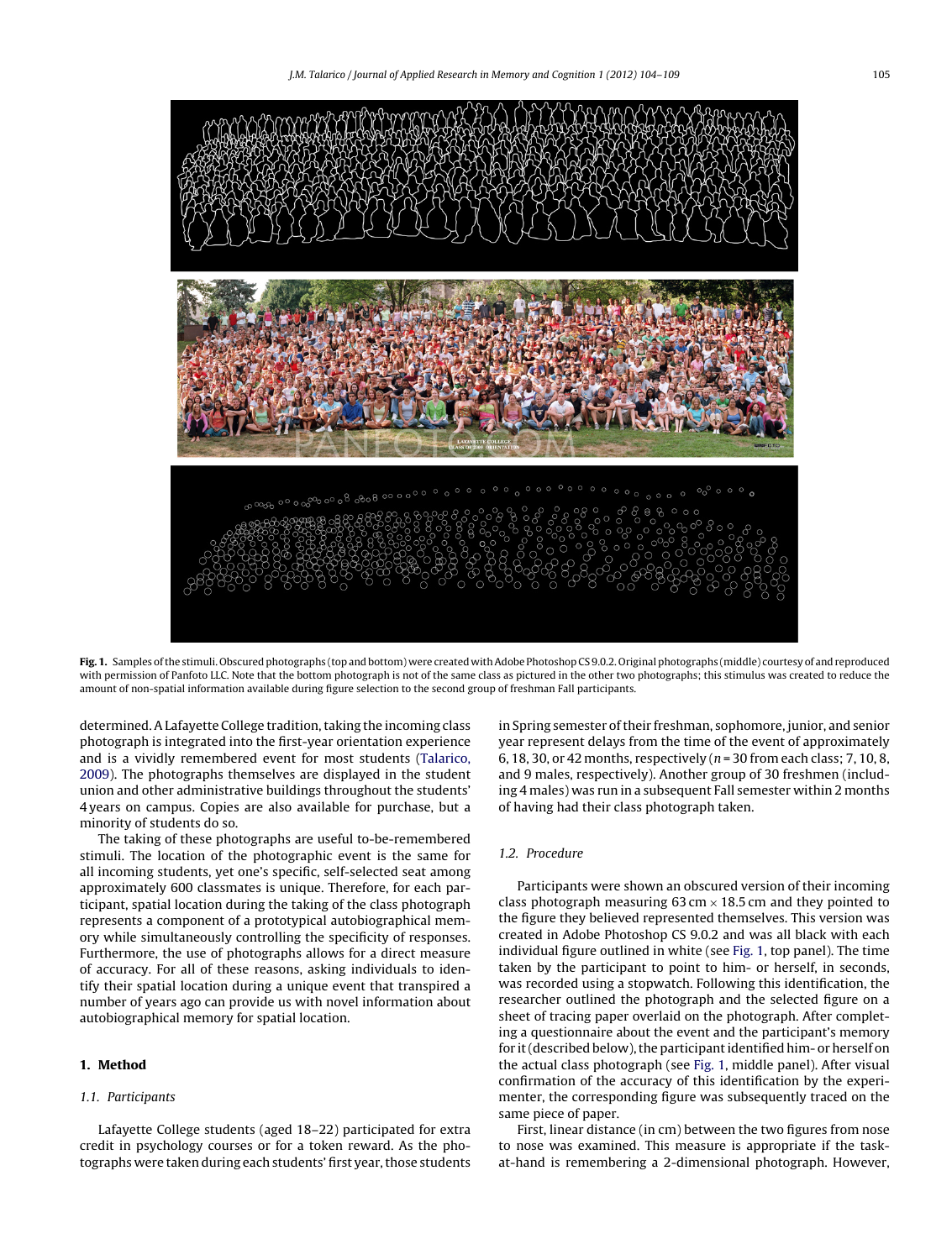**Fig. 1.** Samples of the stimuli. Obscured photographs (top and bottom) were created with Adobe Photoshop CS 9.0.2. Original photographs (middle) courtesy of and reproduced with permission of Panfoto LLC. Note that the bottom photograph is not of the same class as pictured in the other two photographs; this stimulus was created to reduce the amount of non-spatial information available during figure selection to the second group of freshman Fall participants.

determined. A Lafayette College tradition, taking the incoming class photograph is integrated into the first-year orientation experience and is a vividly remembered event for most students (Talarico, 2009). The photographs themselves are displayed in the student union and other administrative buildings throughout the students' 4 years on campus. Copies are also available for purchase, but a minority of students do so.

The taking of these photographs are useful to-be-remembered stimuli. The location of the photographic event is the same for all incoming students, yet one's specific, self-selected seat among approximately 600 classmates is unique. Therefore, for each participant, spatial location during the taking of the class photograph represents a component of a prototypical autobiographical memory while simultaneously controlling the specificity of responses. Furthermore, the use of photographs allows for a direct measure of accuracy. For all of these reasons, asking individuals to identify their spatial location during a unique event that transpired a number of years ago can provide us with novel information about autobiographical memory for spatial location.

## 1. Method

### 1.1. Participants

Lafayette College students (aged 18–22) participated for extra credit in psychology courses or for a token reward. As the photographs were taken during each students' first year, those students in Spring semester of their freshman, sophomore, junior, and senior year represent delays from the time of the event of approximately 6, 18, 30, or 42 months, respectively ($n = 30$ from each class; 7, 10, 8, and 9 males, respectively). Another group of 30 freshmen (including 4 males) was run in a subsequent Fall semester within 2 months of having had their class photograph taken.

### 1.2. Procedure

Participants were shown an obscured version of their incoming class photograph measuring 63 cm × 18.5 cm and they pointed to the figure they believed represented themselves. This version was created in Adobe Photoshop CS 9.0.2 and was all black with each individual figure outlined in white (see Fig. 1, top panel). The time taken by the participant to point to him- or herself, in seconds, was recorded using a stopwatch. Following this identification, the researcher outlined the photograph and the selected figure on a sheet of tracing paper overlaid on the photograph. After completing a questionnaire about the event and the participant's memory for it (described below), the participant identified him- or herself on the actual class photograph (see Fig. 1, middle panel). After visual confirmation of the accuracy of this identification by the experimenter, the corresponding figure was subsequently traced on the same piece of paper.

First, linear distance (in cm) between the two figures from nose to nose was examined. This measure is appropriate if the task-at-hand is remembering a 2-dimensional photograph. However,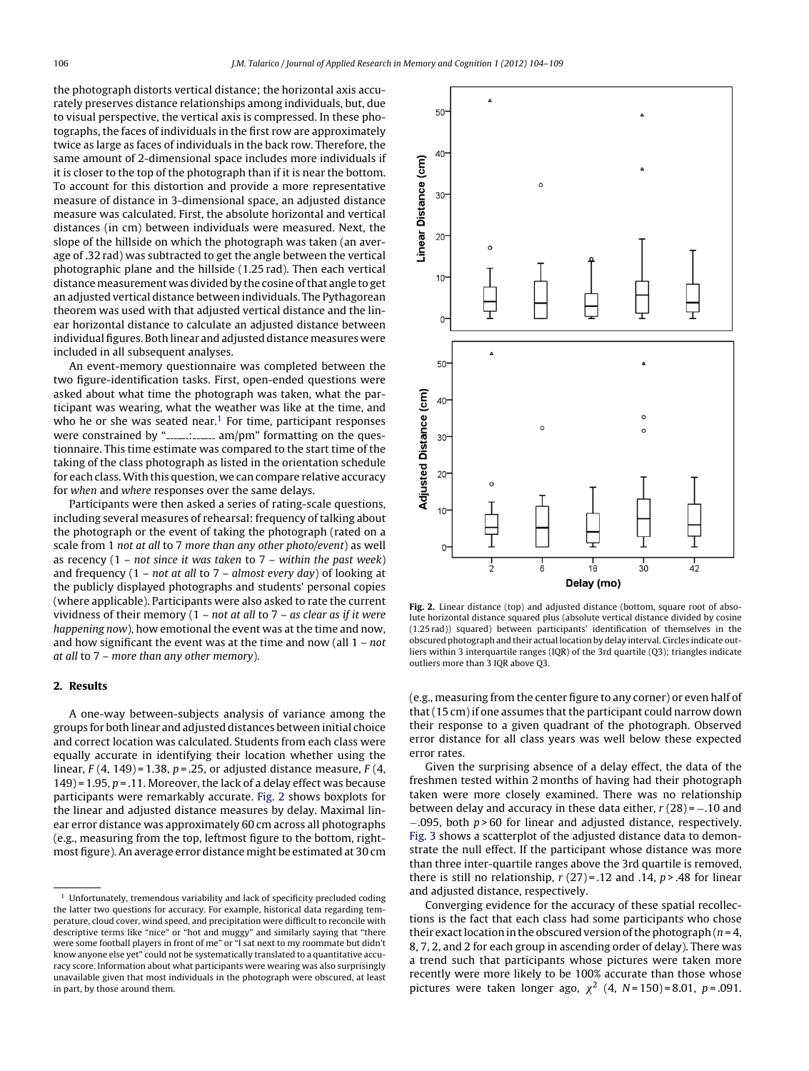the photograph distorts vertical distance; the horizontal axis accurately preserves distance relationships among individuals, but, due to visual perspective, the vertical axis is compressed. In these photographs, the faces of individuals in the first row are approximately twice as large as faces of individuals in the back row. Therefore, the same amount of 2-dimensional space includes more individuals if it is closer to the top of the photograph than if it is near the bottom. To account for this distortion and provide a more representative measure of distance in 3-dimensional space, an adjusted distance measure was calculated. First, the absolute horizontal and vertical distances (in cm) between individuals were measured. Next, the slope of the hillside on which the photograph was taken (an average of .32 rad) was subtracted to get the angle between the vertical photographic plane and the hillside (1.25 rad). Then each vertical distance measurement was divided by the cosine of that angle to get an adjusted vertical distance between individuals. The Pythagorean theorem was used with that adjusted vertical distance and the linear horizontal distance to calculate an adjusted distance between individual figures. Both linear and adjusted distance measures were included in all subsequent analyses.

An event-memory questionnaire was completed between the two figure-identification tasks. First, open-ended questions were asked about what time the photograph was taken, what the participant was wearing, what the weather was like at the time, and who he or she was seated near.[1] For time, participant responses were constrained by "\_\_\_:\_\_\_ am/pm" formatting on the questionnaire. This time estimate was compared to the start time of the taking of the class photograph as listed in the orientation schedule for each class. With this question, we can compare relative accuracy for *when* and *where* responses over the same delays.

Participants were then asked a series of rating-scale questions, including several measures of rehearsal: frequency of talking about the photograph or the event of taking the photograph (rated on a scale from 1 *not at all* to 7 *more than any other photo/event*) as well as recency (1 – *not since it was taken* to 7 – *within the past week*) and frequency (1 – *not at all* to 7 – *almost every day*) of looking at the publicly displayed photographs and students' personal copies (where applicable). Participants were also asked to rate the current vividness of their memory (1 – *not at all* to 7 – *as clear as if it were happening now*), how emotional the event was at the time and now, and how significant the event was at the time and now (all 1 – *not at all* to 7 – *more than any other memory*).

## 2. Results

A one-way between-subjects analysis of variance among the groups for both linear and adjusted distances between initial choice and correct location was calculated. Students from each class were equally accurate in identifying their location whether using the linear, $F(4, 149) = 1.38$, $p = .25$, or adjusted distance measure, $F(4, 149) = 1.95$, $p = .11$. Moreover, the lack of a delay effect was because participants were remarkably accurate. Fig. 2 shows boxplots for the linear and adjusted distance measures by delay. Maximal linear error distance was approximately 60 cm across all photographs (e.g., measuring from the top, leftmost figure to the bottom, rightmost figure). An average error distance might be estimated at 30 cm (e.g., measuring from the center figure to any corner) or even half of that (15 cm) if one assumes that the participant could narrow down their response to a given quadrant of the photograph. Observed error distance for all class years was well below these expected error rates.

**Fig. 2.** Linear distance (top) and adjusted distance (bottom, square root of absolute horizontal distance squared plus (absolute vertical distance divided by cosine (1.25 rad)) squared) between participants' identification of themselves in the obscured photograph and their actual location by delay interval. Circles indicate outliers within 3 interquartile ranges (IQR) of the 3rd quartile (Q3); triangles indicate outliers more than 3 IQR above Q3.

Given the surprising absence of a delay effect, the data of the freshmen tested within 2 months of having had their photograph taken were more closely examined. There was no relationship between delay and accuracy in these data either, $r(28) = -.10$ and $-.095$, both $p > 60$ for linear and adjusted distance, respectively. Fig. 3 shows a scatterplot of the adjusted distance data to demonstrate the null effect. If the participant whose distance was more than three inter-quartile ranges above the 3rd quartile is removed, there is still no relationship, $r(27) = .12$ and $.14$, $p > .48$ for linear and adjusted distance, respectively.

Converging evidence for the accuracy of these spatial recollections is the fact that each class had some participants who chose their exact location in the obscured version of the photograph ($n = 4$, 8, 7, 2, and 2 for each group in ascending order of delay). There was a trend such that participants whose pictures were taken more recently were more likely to be 100% accurate than those whose pictures were taken longer ago, $\chi^2$ $(4, N = 150) = 8.01$, $p = .091$.

[1] Unfortunately, tremendous variability and lack of specificity precluded coding the latter two questions for accuracy. For example, historical data regarding temperature, cloud cover, wind speed, and precipitation were difficult to reconcile with descriptive terms like "nice" or "hot and muggy" and similarly saying that "there were some football players in front of me" or "I sat next to my roommate but didn't know anyone else yet" could not be systematically translated to a quantitative accuracy score. Information about what participants were wearing was also surprisingly unavailable given that most individuals in the photograph were obscured, at least in part, by those around them.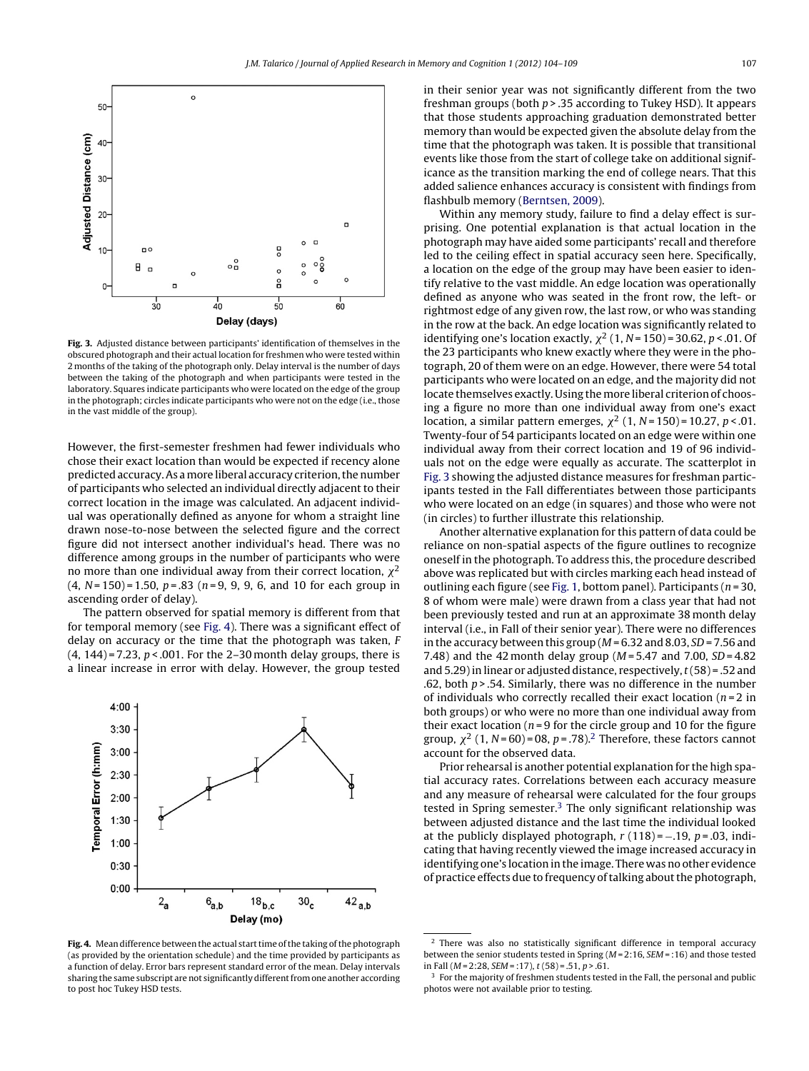Fig. 3. Adjusted distance between participants' identification of themselves in the obscured photograph and their actual location for freshmen who were tested within 2 months of the taking of the photograph only. Delay interval is the number of days between the taking of the photograph and when participants were tested in the laboratory. Squares indicate participants who were located on the edge of the group in the photograph; circles indicate participants who were not on the edge (i.e., those in the vast middle of the group).

However, the first-semester freshmen had fewer individuals who chose their exact location than would be expected if recency alone predicted accuracy. As a more liberal accuracy criterion, the number of participants who selected an individual directly adjacent to their correct location in the image was calculated. An adjacent individual was operationally defined as anyone for whom a straight line drawn nose-to-nose between the selected figure and the correct figure did not intersect another individual's head. There was no difference among groups in the number of participants who were no more than one individual away from their correct location, $\chi^2$ (4, $N$ = 150) = 1.50, $p$ = .83 ($n$ = 9, 9, 9, 6, and 10 for each group in ascending order of delay).

The pattern observed for spatial memory is different from that for temporal memory (see Fig. 4). There was a significant effect of delay on accuracy or the time that the photograph was taken, $F$ (4, 144) = 7.23, $p$ < .001. For the 2–30 month delay groups, there is a linear increase in error with delay. However, the group tested in their senior year was not significantly different from the two freshman groups (both $p$ > .35 according to Tukey HSD). It appears that those students approaching graduation demonstrated better memory than would be expected given the absolute delay from the time that the photograph was taken. It is possible that transitional events like those from the start of college take on additional significance as the transition marking the end of college nears. That this added salience enhances accuracy is consistent with findings from flashbulb memory (Berntsen, 2009).

Fig. 4. Mean difference between the actual start time of the taking of the photograph (as provided by the orientation schedule) and the time provided by participants as a function of delay. Error bars represent standard error of the mean. Delay intervals sharing the same subscript are not significantly different from one another according to post hoc Tukey HSD tests.

Within any memory study, failure to find a delay effect is surprising. One potential explanation is that actual location in the photograph may have aided some participants' recall and therefore led to the ceiling effect in spatial accuracy seen here. Specifically, a location on the edge of the group may have been easier to identify relative to the vast middle. An edge location was operationally defined as anyone who was seated in the front row, the left- or rightmost edge of any given row, the last row, or who was standing in the row at the back. An edge location was significantly related to identifying one's location exactly, $\chi^2$ (1, $N$ = 150) = 30.62, $p$ < .01. Of the 23 participants who knew exactly where they were in the photograph, 20 of them were on an edge. However, there were 54 total participants who were located on an edge, and the majority did not locate themselves exactly. Using the more liberal criterion of choosing a figure no more than one individual away from one's exact location, a similar pattern emerges, $\chi^2$ (1, $N$ = 150) = 10.27, $p$ < .01. Twenty-four of 54 participants located on an edge were within one individual away from their correct location and 19 of 96 individuals not on the edge were equally as accurate. The scatterplot in Fig. 3 showing the adjusted distance measures for freshman participants tested in the Fall differentiates between those participants who were located on an edge (in squares) and those who were not (in circles) to further illustrate this relationship.

Another alternative explanation for this pattern of data could be reliance on non-spatial aspects of the figure outlines to recognize oneself in the photograph. To address this, the procedure described above was replicated but with circles marking each head instead of outlining each figure (see Fig. 1, bottom panel). Participants ($n$ = 30, 8 of whom were male) were drawn from a class year that had not been previously tested and run at an approximate 38 month delay interval (i.e., in Fall of their senior year). There were no differences in the accuracy between this group ($M$ = 6.32 and 8.03, $SD$ = 7.56 and 7.48) and the 42 month delay group ($M$ = 5.47 and 7.00, $SD$ = 4.82 and 5.29) in linear or adjusted distance, respectively, $t$ (58) = .52 and .62, both $p$ > .54. Similarly, there was no difference in the number of individuals who correctly recalled their exact location ($n$ = 2 in both groups) or who were no more than one individual away from their exact location ($n$ = 9 for the circle group and 10 for the figure group, $\chi^2$ (1, $N$ = 60) = 08, $p$ = .78).[2] Therefore, these factors cannot account for the observed data.

Prior rehearsal is another potential explanation for the high spatial accuracy rates. Correlations between each accuracy measure and any measure of rehearsal were calculated for the four groups tested in Spring semester.[3] The only significant relationship was between adjusted distance and the last time the individual looked at the publicly displayed photograph, $r$ (118) = −.19, $p$ = .03, indicating that having recently viewed the image increased accuracy in identifying one's location in the image. There was no other evidence of practice effects due to frequency of talking about the photograph,

[2] There was also no statistically significant difference in temporal accuracy between the senior students tested in Spring ($M$ = 2:16, $SEM$ = :16) and those tested in Fall ($M$ = 2:28, $SEM$ = :17), $t$ (58) = .51, $p$ > .61.

[3] For the majority of freshmen students tested in the Fall, the personal and public photos were not available prior to testing.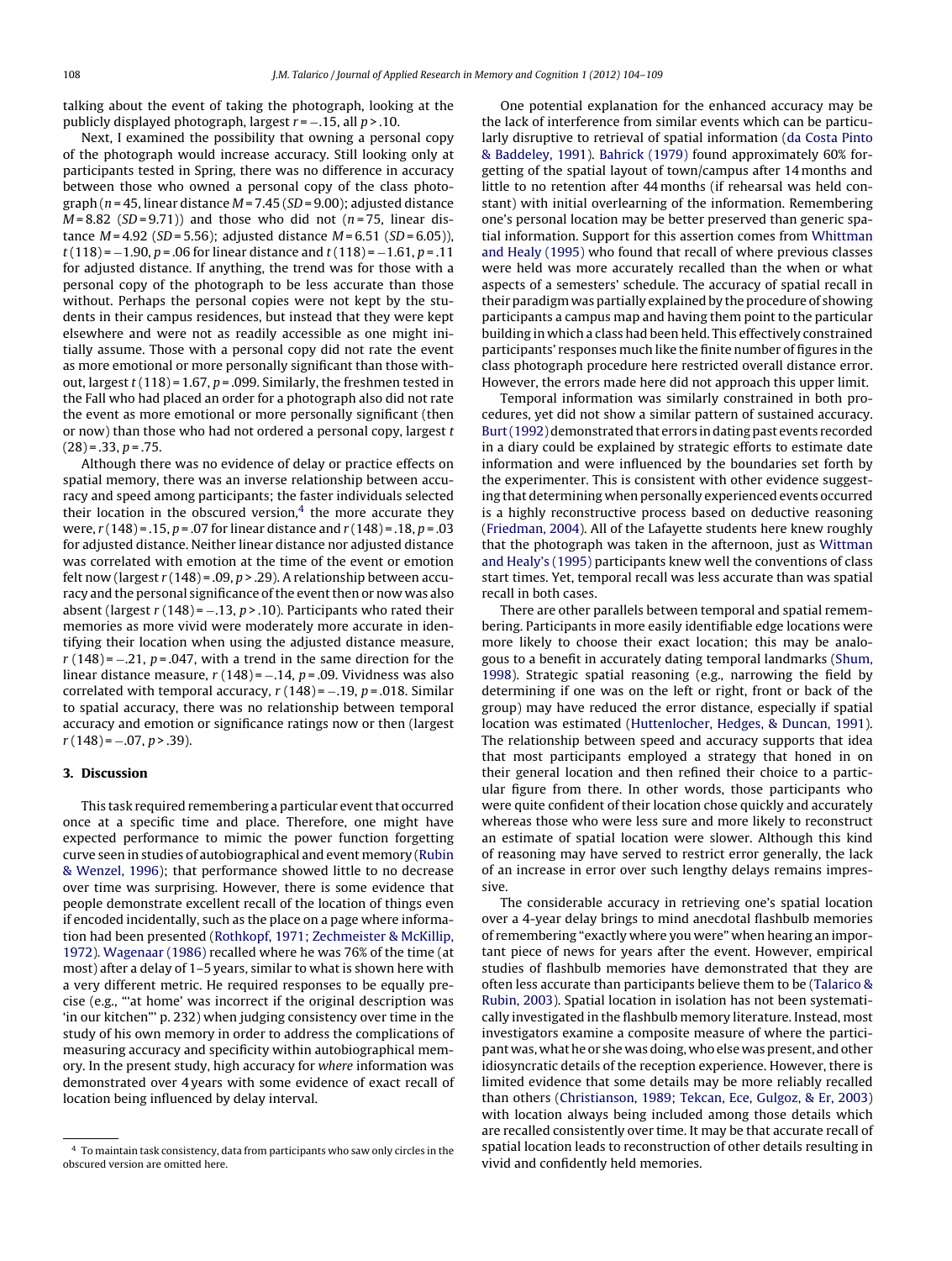talking about the event of taking the photograph, looking at the publicly displayed photograph, largest $r = -.15$, all $p > .10$.

Next, I examined the possibility that owning a personal copy of the photograph would increase accuracy. Still looking only at participants tested in Spring, there was no difference in accuracy between those who owned a personal copy of the class photograph ($n = 45$, linear distance $M = 7.45$ ($SD = 9.00$); adjusted distance $M = 8.82$ ($SD = 9.71$)) and those who did not ($n = 75$, linear distance $M = 4.92$ ($SD = 5.56$); adjusted distance $M = 6.51$ ($SD = 6.05$)), $t(118) = -1.90$, $p = .06$ for linear distance and $t(118) = -1.61$, $p = .11$ for adjusted distance. If anything, the trend was for those with a personal copy of the photograph to be less accurate than those without. Perhaps the personal copies were not kept by the students in their campus residences, but instead that they were kept elsewhere and were not as readily accessible as one might initially assume. Those with a personal copy did not rate the event as more emotional or more personally significant than those without, largest $t(118) = 1.67$, $p = .099$. Similarly, the freshmen tested in the Fall who had placed an order for a photograph also did not rate the event as more emotional or more personally significant (then or now) than those who had not ordered a personal copy, largest $t(28) = .33$, $p = .75$.

Although there was no evidence of delay or practice effects on spatial memory, there was an inverse relationship between accuracy and speed among participants; the faster individuals selected their location in the obscured version,[4] the more accurate they were, $r(148) = .15$, $p = .07$ for linear distance and $r(148) = .18$, $p = .03$ for adjusted distance. Neither linear distance nor adjusted distance was correlated with emotion at the time of the event or emotion felt now (largest $r(148) = .09$, $p > .29$). A relationship between accuracy and the personal significance of the event then or now was also absent (largest $r(148) = -.13$, $p > .10$). Participants who rated their memories as more vivid were moderately more accurate in identifying their location when using the adjusted distance measure, $r(148) = -.21$, $p = .047$, with a trend in the same direction for the linear distance measure, $r(148) = -.14$, $p = .09$. Vividness was also correlated with temporal accuracy, $r(148) = -.19$, $p = .018$. Similar to spatial accuracy, there was no relationship between temporal accuracy and emotion or significance ratings now or then (largest $r(148) = -.07$, $p > .39$).

## 3. Discussion

This task required remembering a particular event that occurred once at a specific time and place. Therefore, one might have expected performance to mimic the power function forgetting curve seen in studies of autobiographical and event memory (Rubin & Wenzel, 1996); that performance showed little to no decrease over time was surprising. However, there is some evidence that people demonstrate excellent recall of the location of things even if encoded incidentally, such as the place on a page where information had been presented (Rothkopf, 1971; Zechmeister & McKillip, 1972). Wagenaar (1986) recalled where he was 76% of the time (at most) after a delay of 1–5 years, similar to what is shown here with a very different metric. He required responses to be equally precise (e.g., "'at home' was incorrect if the original description was 'in our kitchen'" p. 232) when judging consistency over time in the study of his own memory in order to address the complications of measuring accuracy and specificity within autobiographical memory. In the present study, high accuracy for *where* information was demonstrated over 4 years with some evidence of exact recall of location being influenced by delay interval.

One potential explanation for the enhanced accuracy may be the lack of interference from similar events which can be particularly disruptive to retrieval of spatial information (da Costa Pinto & Baddeley, 1991). Bahrick (1979) found approximately 60% forgetting of the spatial layout of town/campus after 14 months and little to no retention after 44 months (if rehearsal was held constant) with initial overlearning of the information. Remembering one's personal location may be better preserved than generic spatial information. Support for this assertion comes from Whittman and Healy (1995) who found that recall of where previous classes were held was more accurately recalled than the when or what aspects of a semesters' schedule. The accuracy of spatial recall in their paradigm was partially explained by the procedure of showing participants a campus map and having them point to the particular building in which a class had been held. This effectively constrained participants' responses much like the finite number of figures in the class photograph procedure here restricted overall distance error. However, the errors made here did not approach this upper limit.

Temporal information was similarly constrained in both procedures, yet did not show a similar pattern of sustained accuracy. Burt (1992) demonstrated that errors in dating past events recorded in a diary could be explained by strategic efforts to estimate date information and were influenced by the boundaries set forth by the experimenter. This is consistent with other evidence suggesting that determining when personally experienced events occurred is a highly reconstructive process based on deductive reasoning (Friedman, 2004). All of the Lafayette students here knew roughly that the photograph was taken in the afternoon, just as Wittman and Healy's (1995) participants knew well the conventions of class start times. Yet, temporal recall was less accurate than was spatial recall in both cases.

There are other parallels between temporal and spatial remembering. Participants in more easily identifiable edge locations were more likely to choose their exact location; this may be analogous to a benefit in accurately dating temporal landmarks (Shum, 1998). Strategic spatial reasoning (e.g., narrowing the field by determining if one was on the left or right, front or back of the group) may have reduced the error distance, especially if spatial location was estimated (Huttenlocher, Hedges, & Duncan, 1991). The relationship between speed and accuracy supports that idea that most participants employed a strategy that honed in on their general location and then refined their choice to a particular figure from there. In other words, those participants who were quite confident of their location chose quickly and accurately whereas those who were less sure and more likely to reconstruct an estimate of spatial location were slower. Although this kind of reasoning may have served to restrict error generally, the lack of an increase in error over such lengthy delays remains impressive.

The considerable accuracy in retrieving one's spatial location over a 4-year delay brings to mind anecdotal flashbulb memories of remembering "exactly where you were" when hearing an important piece of news for years after the event. However, empirical studies of flashbulb memories have demonstrated that they are often less accurate than participants believe them to be (Talarico & Rubin, 2003). Spatial location in isolation has not been systematically investigated in the flashbulb memory literature. Instead, most investigators examine a composite measure of where the participant was, what he or she was doing, who else was present, and other idiosyncratic details of the reception experience. However, there is limited evidence that some details may be more reliably recalled than others (Christianson, 1989; Tekcan, Ece, Gulgoz, & Er, 2003) with location always being included among those details which are recalled consistently over time. It may be that accurate recall of spatial location leads to reconstruction of other details resulting in vivid and confidently held memories.

[4] To maintain task consistency, data from participants who saw only circles in the obscured version are omitted here.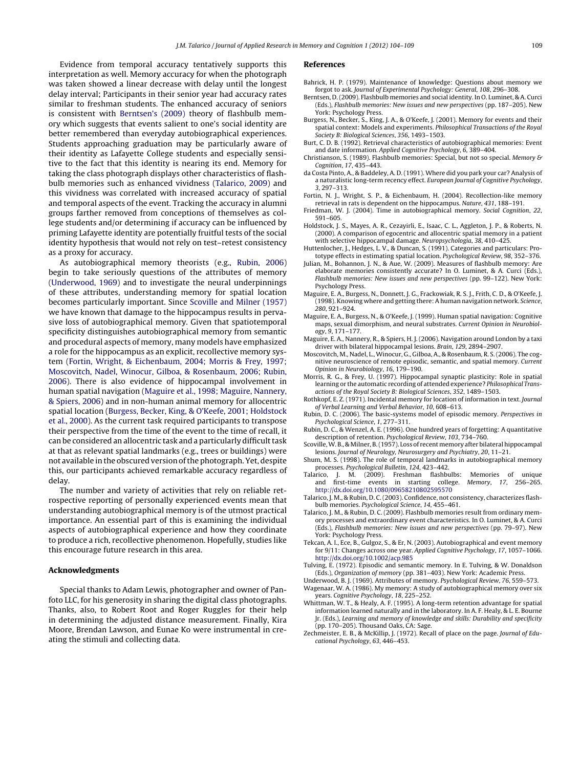Evidence from temporal accuracy tentatively supports this interpretation as well. Memory accuracy for when the photograph was taken showed a linear decrease with delay until the longest delay interval; Participants in their senior year had accuracy rates similar to freshman students. The enhanced accuracy of seniors is consistent with Berntsen's (2009) theory of flashbulb memory which suggests that events salient to one's social identity are better remembered than everyday autobiographical experiences. Students approaching graduation may be particularly aware of their identity as Lafayette College students and especially sensitive to the fact that this identity is nearing its end. Memory for taking the class photograph displays other characteristics of flashbulb memories such as enhanced vividness (Talarico, 2009) and this vividness was correlated with increased accuracy of spatial and temporal aspects of the event. Tracking the accuracy in alumni groups farther removed from conceptions of themselves as college students and/or determining if accuracy can be influenced by priming Lafayette identity are potentially fruitful tests of the social identity hypothesis that would not rely on test–retest consistency as a proxy for accuracy.

As autobiographical memory theorists (e.g., Rubin, 2006) begin to take seriously questions of the attributes of memory (Underwood, 1969) and to investigate the neural underpinnings of these attributes, understanding memory for spatial location becomes particularly important. Since Scoville and Milner (1957) we have known that damage to the hippocampus results in pervasive loss of autobiographical memory. Given that spatiotemporal specificity distinguishes autobiographical memory from semantic and procedural aspects of memory, many models have emphasized a role for the hippocampus as an explicit, recollective memory system (Fortin, Wright, & Eichenbaum, 2004; Morris & Frey, 1997; Moscovitch, Nadel, Winocur, Gilboa, & Rosenbaum, 2006; Rubin, 2006). There is also evidence of hippocampal involvement in human spatial navigation (Maguire et al., 1998; Maguire, Nannery, & Spiers, 2006) and in non-human animal memory for allocentric spatial location (Burgess, Becker, King, & O'Keefe, 2001; Holdstock et al., 2000). As the current task required participants to transpose their perspective from the time of the event to the time of recall, it can be considered an allocentric task and a particularly difficult task at that as relevant spatial landmarks (e.g., trees or buildings) were not available in the obscured version of the photograph. Yet, despite this, our participants achieved remarkable accuracy regardless of delay.

The number and variety of activities that rely on reliable retrospective reporting of personally experienced events mean that understanding autobiographical memory is of the utmost practical importance. An essential part of this is examining the individual aspects of autobiographical experience and how they coordinate to produce a rich, recollective phenomenon. Hopefully, studies like this encourage future research in this area.

## Acknowledgments

Special thanks to Adam Lewis, photographer and owner of Panfoto LLC, for his generosity in sharing the digital class photographs. Thanks, also, to Robert Root and Roger Ruggles for their help in determining the adjusted distance measurement. Finally, Kira Moore, Brendan Lawson, and Eunae Ko were instrumental in creating the stimuli and collecting data.

## References

Bahrick, H. P. (1979). Maintenance of knowledge: Questions about memory we forgot to ask. *Journal of Experimental Psychology: General*, *108*, 296–308.

Berntsen, D. (2009). Flashbulb memories and social identity. In O. Luminet, & A. Curci (Eds.), *Flashbulb memories: New issues and new perspectives* (pp. 187–205). New York: Psychology Press.

Burgess, N., Becker, S., King, J. A., & O'Keefe, J. (2001). Memory for events and their spatial context: Models and experiments. *Philosophical Transactions of the Royal Society B: Biological Sciences*, *356*, 1493–1503.

Burt, C. D. B. (1992). Retrieval characteristics of autobiographical memories: Event and date information. *Applied Cognitive Psychology*, *6*, 389–404.

Christianson, S. (1989). Flashbulb memories: Special, but not so special. *Memory & Cognition*, *17*, 435–443.

da Costa Pinto, A., & Baddeley, A. D. (1991). Where did you park your car? Analysis of a naturalistic long-term recency effect. *European Journal of Cognitive Psychology*, *3*, 297–313.

Fortin, N. J., Wright, S. P., & Eichenbaum, H. (2004). Recollection-like memory retrieval in rats is dependent on the hippocampus. *Nature*, *431*, 188–191.

Friedman, W. J. (2004). Time in autobiographical memory. *Social Cognition*, *22*, 591–605.

Holdstock, J. S., Mayes, A. R., Cezayirli, E., Isaac, C. L., Aggleton, J. P., & Roberts, N. (2000). A comparison of egocentric and allocentric spatial memory in a patient with selective hippocampal damage. *Neuropsychologia*, *38*, 410–425.

Huttenlocher, J., Hedges, L. V., & Duncan, S. (1991). Categories and particulars: Prototype effects in estimating spatial location. *Psychological Review*, *98*, 352–376.

Julian, M., Bohannon, J. N., & Aue, W. (2009). Measures of flashbulb memory: Are elaborate memories consistently accurate? In O. Luminet, & A. Curci (Eds.), *Flashbulb memories: New issues and new perspectives* (pp. 99–122). New York: Psychology Press.

Maguire, E. A., Burgess, N., Donnett, J. G., Frackowiak, R. S. J., Frith, C. D., & O'Keefe, J. (1998). Knowing where and getting there: A human navigation network. *Science*, *280*, 921–924.

Maguire, E. A., Burgess, N., & O'Keefe, J. (1999). Human spatial navigation: Cognitive maps, sexual dimorphism, and neural substrates. *Current Opinion in Neurobiology*, *9*, 171–177.

Maguire, E. A., Nannery, R., & Spiers, H. J. (2006). Navigation around London by a taxi driver with bilateral hippocampal lesions. *Brain*, *129*, 2894–2907.

Moscovitch, M., Nadel, L., Winocur, G., Gilboa, A., & Rosenbaum, R. S. (2006). The cognitive neuroscience of remote episodic, semantic, and spatial memory. *Current Opinion in Neurobiology*, *16*, 179–190.

Morris, R. G., & Frey, U. (1997). Hippocampal synaptic plasticity: Role in spatial learning or the automatic recording of attended experience? *Philosophical Transactions of the Royal Society B: Biological Sciences*, *352*, 1489–1503.

Rothkopf, E. Z. (1971). Incidental memory for location of information in text. *Journal of Verbal Learning and Verbal Behavior*, *10*, 608–613.

Rubin, D. C. (2006). The basic-systems model of episodic memory. *Perspectives in Psychological Science*, *1*, 277–311.

Rubin, D. C., & Wenzel, A. E. (1996). One hundred years of forgetting: A quantitative description of retention. *Psychological Review*, *103*, 734–760.

Scoville, W. B., & Milner, B. (1957). Loss of recent memory after bilateral hippocampal lesions. *Journal of Neurology, Neurosurgery and Psychiatry*, *20*, 11–21.

Shum, M. S. (1998). The role of temporal landmarks in autobiographical memory processes. *Psychological Bulletin*, *124*, 423–442.

Talarico, J. M. (2009). Freshman flashbulbs: Memories of unique and first-time events in starting college. *Memory*, *17*, 256–265. http://dx.doi.org/10.1080/09658210802595570

Talarico, J. M., & Rubin, D. C. (2003). Confidence, not consistency, characterizes flashbulb memories. *Psychological Science*, *14*, 455–461.

Talarico, J. M., & Rubin, D. C. (2009). Flashbulb memories result from ordinary memory processes and extraordinary event characteristics. In O. Luminet, & A. Curci (Eds.), *Flashbulb memories: New issues and new perspectives* (pp. 79–97). New York: Psychology Press.

Tekcan, A. I., Ece, B., Gulgoz, S., & Er, N. (2003). Autobiographical and event memory for 9/11: Changes across one year. *Applied Cognitive Psychology*, *17*, 1057–1066. http://dx.doi.org/10.1002/acp.985

Tulving, E. (1972). Episodic and semantic memory. In E. Tulving, & W. Donaldson (Eds.), *Organization of memory* (pp. 381–403). New York: Academic Press.

Underwood, B. J. (1969). Attributes of memory. *Psychological Review*, *76*, 559–573.

Wagenaar, W. A. (1986). My memory: A study of autobiographical memory over six years. *Cognitive Psychology*, *18*, 225–252.

Whittman, W. T., & Healy, A. F. (1995). A long-term retention advantage for spatial information learned naturally and in the laboratory. In A. F. Healy, & L. E. Bourne Jr. (Eds.), *Learning and memory of knowledge and skills: Durability and specificity* (pp. 170–205). Thousand Oaks, CA: Sage.

Zechmeister, E. B., & McKillip, J. (1972). Recall of place on the page. *Journal of Educational Psychology*, *63*, 446–453.